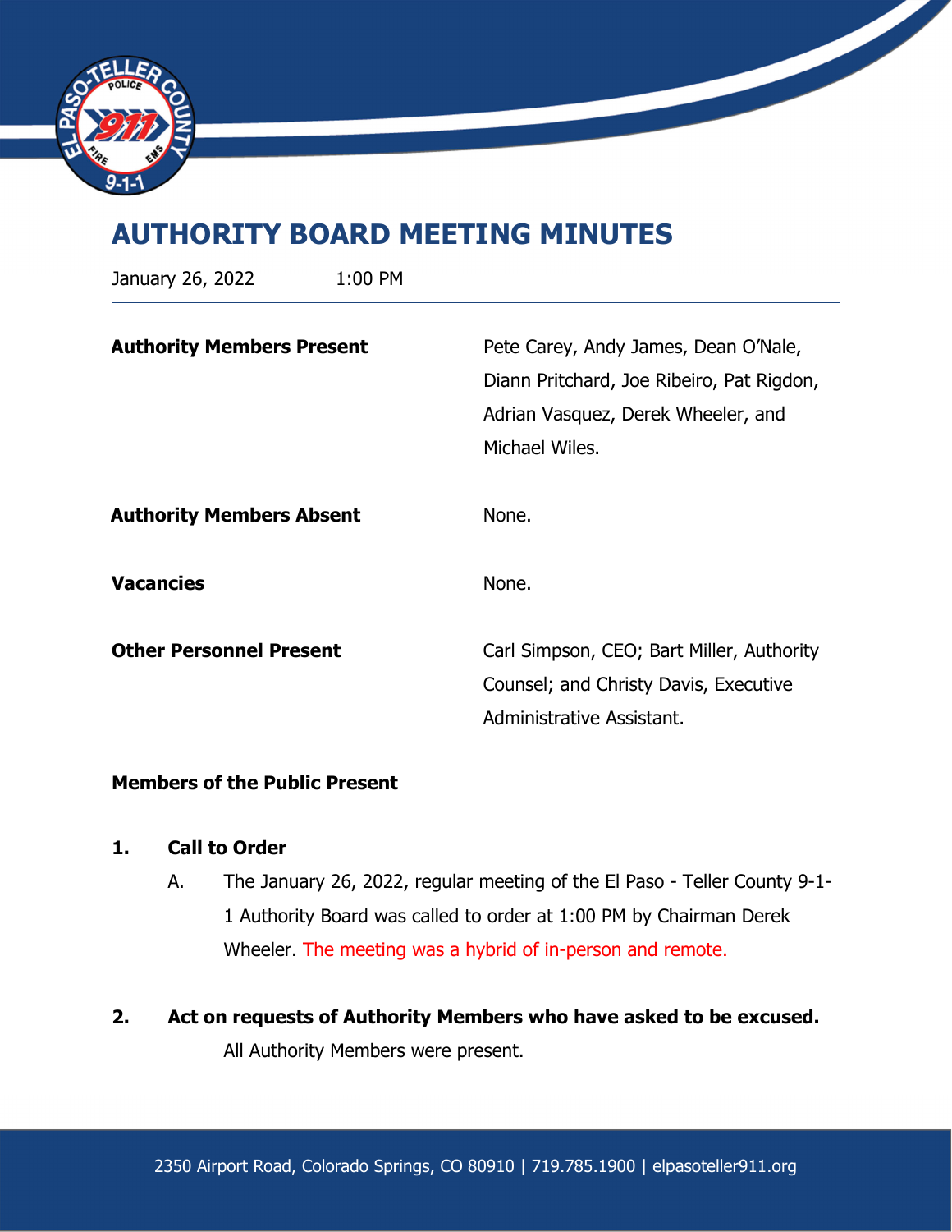# AUTHORITY BOARD MEETING MINUTES

January 26, 2022 1:00 PM

| | |
|---|---|
| **Authority Members Present** | Pete Carey, Andy James, Dean O'Nale, Diann Pritchard, Joe Ribeiro, Pat Rigdon, Adrian Vasquez, Derek Wheeler, and Michael Wiles. |
| **Authority Members Absent** | None. |
| **Vacancies** | None. |
| **Other Personnel Present** | Carl Simpson, CEO; Bart Miller, Authority Counsel; and Christy Davis, Executive Administrative Assistant. |

**Members of the Public Present**

**1. Call to Order**

A. The January 26, 2022, regular meeting of the El Paso - Teller County 9-1-1 Authority Board was called to order at 1:00 PM by Chairman Derek Wheeler. The meeting was a hybrid of in-person and remote.

**2. Act on requests of Authority Members who have asked to be excused.**

All Authority Members were present.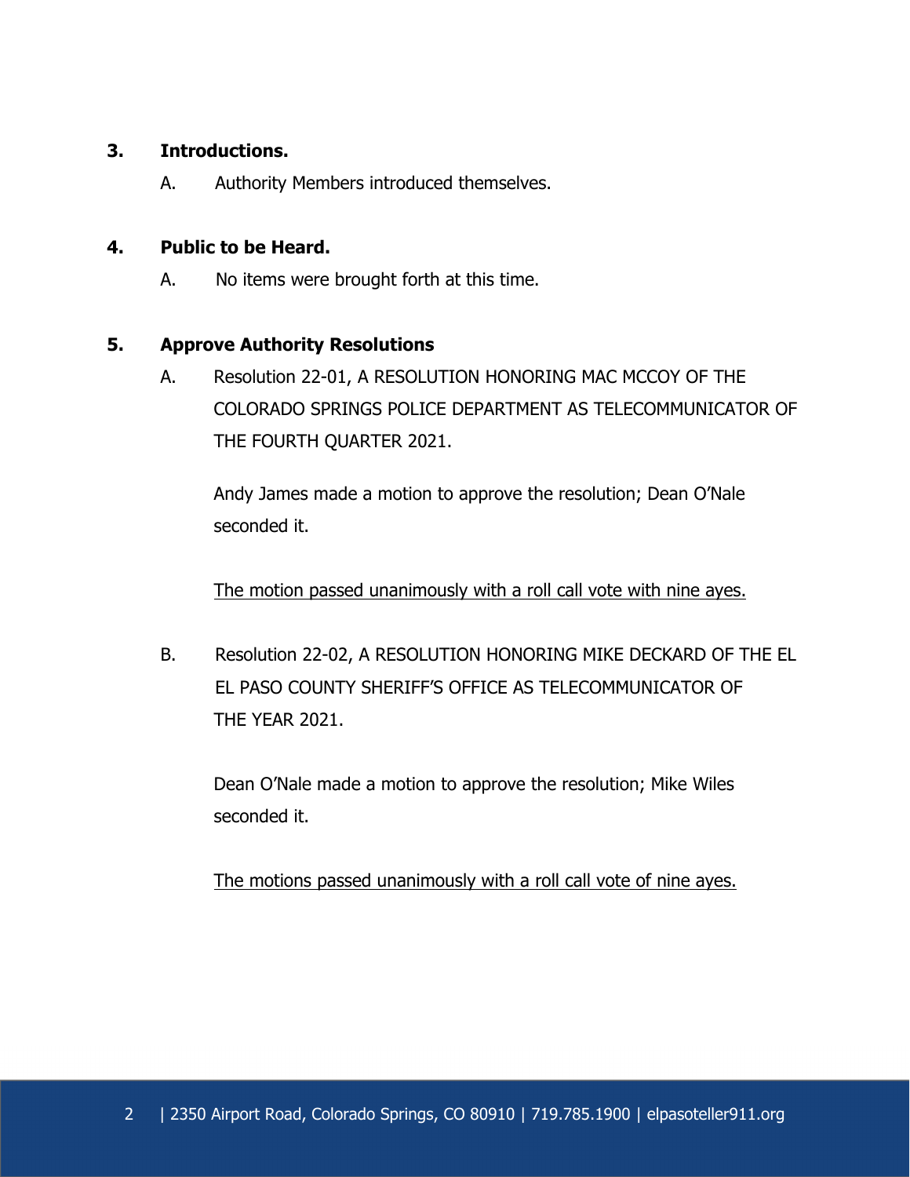**3. Introductions.**

A. Authority Members introduced themselves.

**4. Public to be Heard.**

A. No items were brought forth at this time.

**5. Approve Authority Resolutions**

A. Resolution 22-01, A RESOLUTION HONORING MAC MCCOY OF THE COLORADO SPRINGS POLICE DEPARTMENT AS TELECOMMUNICATOR OF THE FOURTH QUARTER 2021.

Andy James made a motion to approve the resolution; Dean O'Nale seconded it.

<u>The motion passed unanimously with a roll call vote with nine ayes.</u>

B. Resolution 22-02, A RESOLUTION HONORING MIKE DECKARD OF THE EL EL PASO COUNTY SHERIFF'S OFFICE AS TELECOMMUNICATOR OF THE YEAR 2021.

Dean O'Nale made a motion to approve the resolution; Mike Wiles seconded it.

<u>The motions passed unanimously with a roll call vote of nine ayes.</u>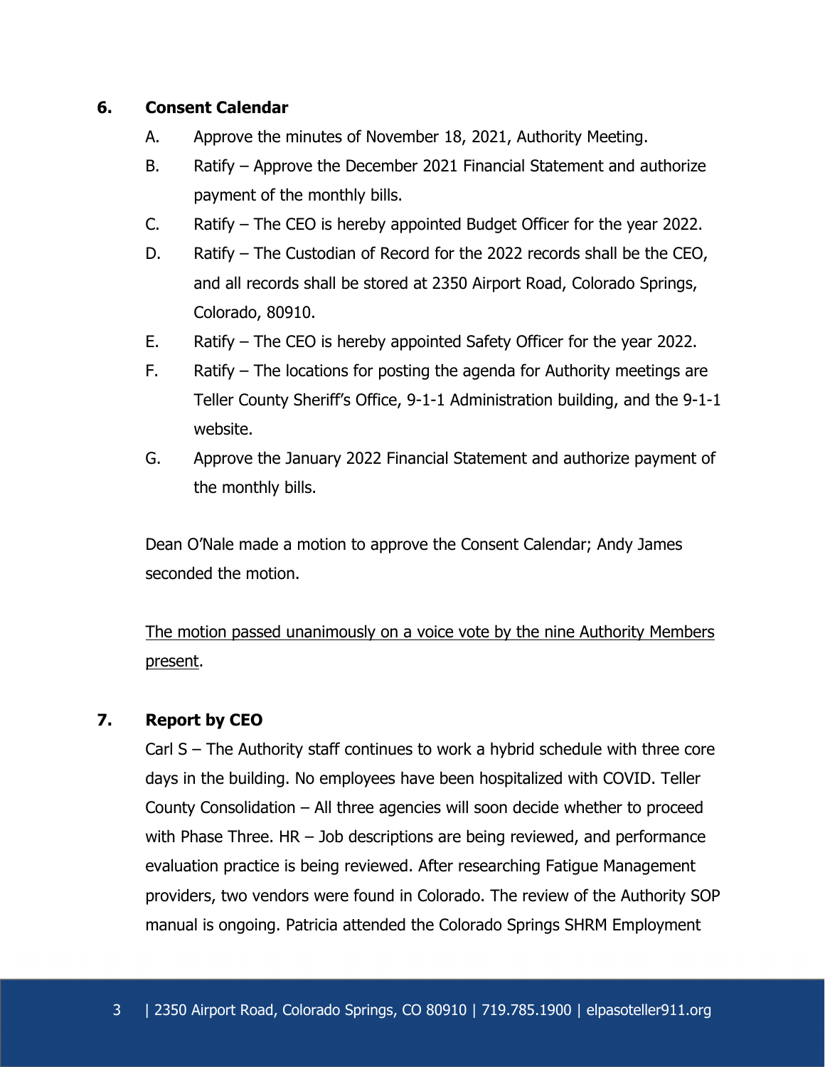## 6. Consent Calendar

A. Approve the minutes of November 18, 2021, Authority Meeting.

B. Ratify – Approve the December 2021 Financial Statement and authorize payment of the monthly bills.

C. Ratify – The CEO is hereby appointed Budget Officer for the year 2022.

D. Ratify – The Custodian of Record for the 2022 records shall be the CEO, and all records shall be stored at 2350 Airport Road, Colorado Springs, Colorado, 80910.

E. Ratify – The CEO is hereby appointed Safety Officer for the year 2022.

F. Ratify – The locations for posting the agenda for Authority meetings are Teller County Sheriff's Office, 9-1-1 Administration building, and the 9-1-1 website.

G. Approve the January 2022 Financial Statement and authorize payment of the monthly bills.

Dean O'Nale made a motion to approve the Consent Calendar; Andy James seconded the motion.

<u>The motion passed unanimously on a voice vote by the nine Authority Members present</u>.

## 7. Report by CEO

Carl S – The Authority staff continues to work a hybrid schedule with three core days in the building. No employees have been hospitalized with COVID. Teller County Consolidation – All three agencies will soon decide whether to proceed with Phase Three. HR – Job descriptions are being reviewed, and performance evaluation practice is being reviewed. After researching Fatigue Management providers, two vendors were found in Colorado. The review of the Authority SOP manual is ongoing. Patricia attended the Colorado Springs SHRM Employment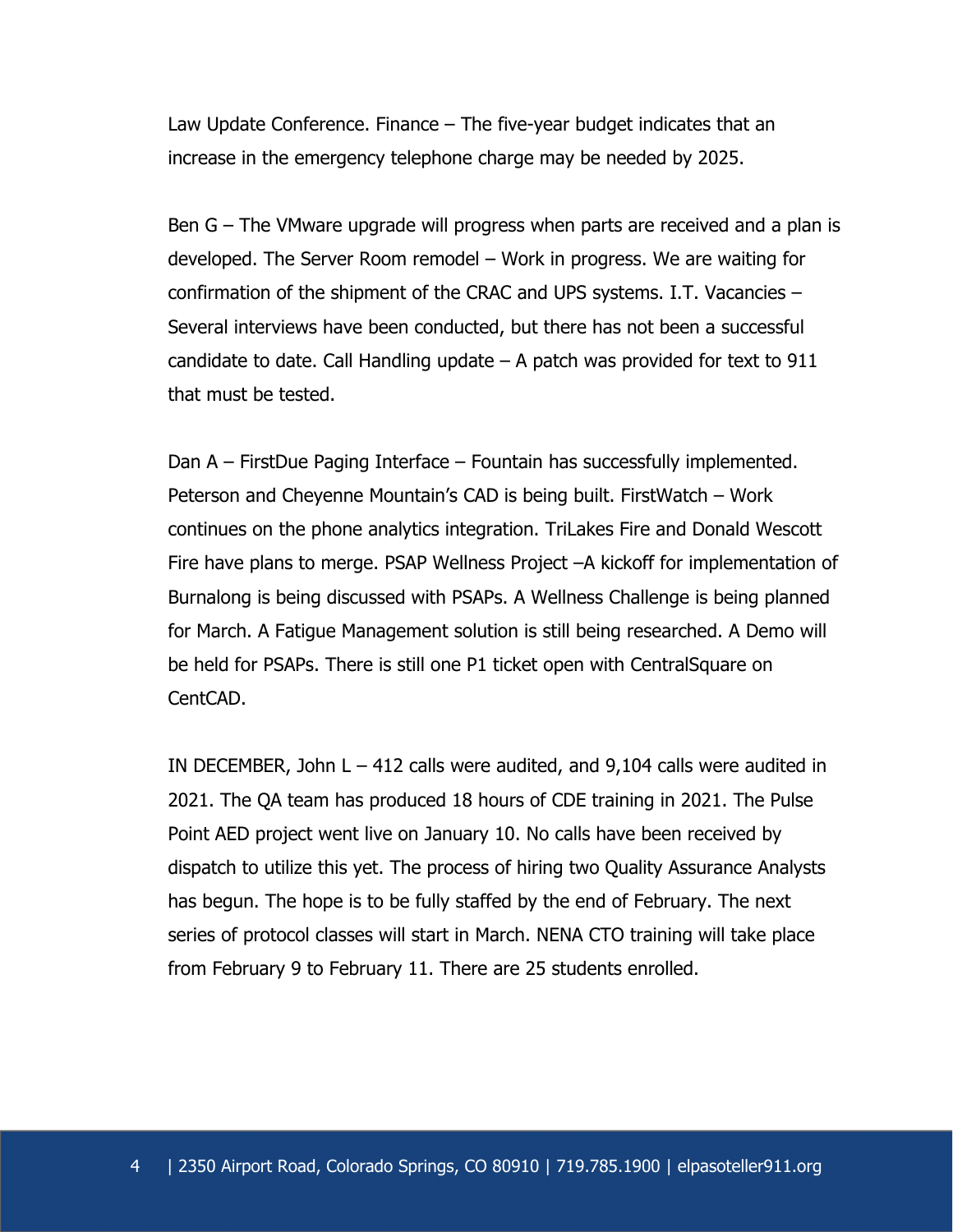Law Update Conference. Finance – The five-year budget indicates that an increase in the emergency telephone charge may be needed by 2025.

Ben G – The VMware upgrade will progress when parts are received and a plan is developed. The Server Room remodel – Work in progress. We are waiting for confirmation of the shipment of the CRAC and UPS systems. I.T. Vacancies – Several interviews have been conducted, but there has not been a successful candidate to date. Call Handling update – A patch was provided for text to 911 that must be tested.

Dan A – FirstDue Paging Interface – Fountain has successfully implemented. Peterson and Cheyenne Mountain's CAD is being built. FirstWatch – Work continues on the phone analytics integration. TriLakes Fire and Donald Wescott Fire have plans to merge. PSAP Wellness Project –A kickoff for implementation of Burnalong is being discussed with PSAPs. A Wellness Challenge is being planned for March. A Fatigue Management solution is still being researched. A Demo will be held for PSAPs. There is still one P1 ticket open with CentralSquare on CentCAD.

IN DECEMBER, John L – 412 calls were audited, and 9,104 calls were audited in 2021. The QA team has produced 18 hours of CDE training in 2021. The Pulse Point AED project went live on January 10. No calls have been received by dispatch to utilize this yet. The process of hiring two Quality Assurance Analysts has begun. The hope is to be fully staffed by the end of February. The next series of protocol classes will start in March. NENA CTO training will take place from February 9 to February 11. There are 25 students enrolled.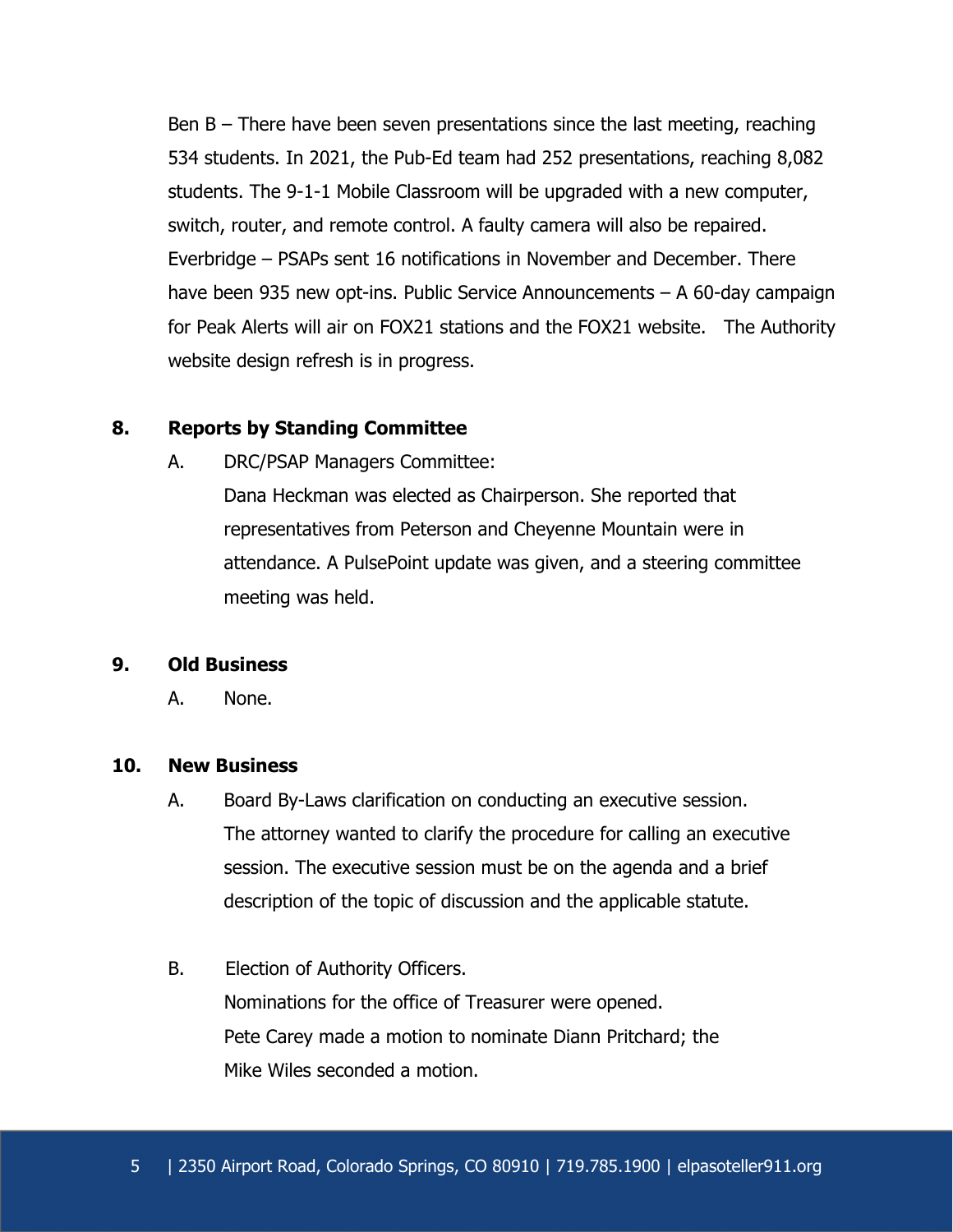Ben B – There have been seven presentations since the last meeting, reaching 534 students. In 2021, the Pub-Ed team had 252 presentations, reaching 8,082 students. The 9-1-1 Mobile Classroom will be upgraded with a new computer, switch, router, and remote control. A faulty camera will also be repaired. Everbridge – PSAPs sent 16 notifications in November and December. There have been 935 new opt-ins. Public Service Announcements – A 60-day campaign for Peak Alerts will air on FOX21 stations and the FOX21 website. The Authority website design refresh is in progress.

**8. Reports by Standing Committee**

A. DRC/PSAP Managers Committee:
Dana Heckman was elected as Chairperson. She reported that representatives from Peterson and Cheyenne Mountain were in attendance. A PulsePoint update was given, and a steering committee meeting was held.

**9. Old Business**

A. None.

**10. New Business**

A. Board By-Laws clarification on conducting an executive session.
The attorney wanted to clarify the procedure for calling an executive session. The executive session must be on the agenda and a brief description of the topic of discussion and the applicable statute.

B. Election of Authority Officers.
Nominations for the office of Treasurer were opened.
Pete Carey made a motion to nominate Diann Pritchard; the
Mike Wiles seconded a motion.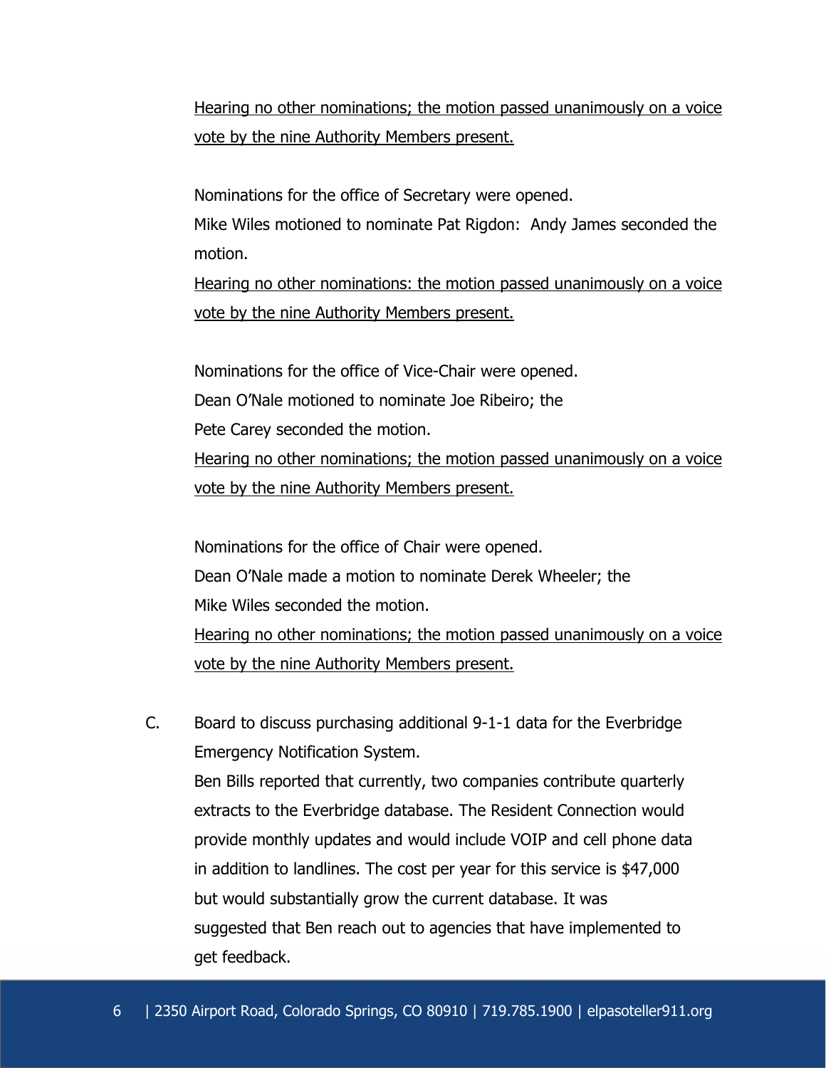Hearing no other nominations; the motion passed unanimously on a voice vote by the nine Authority Members present.

Nominations for the office of Secretary were opened.
Mike Wiles motioned to nominate Pat Rigdon: Andy James seconded the motion.
Hearing no other nominations: the motion passed unanimously on a voice vote by the nine Authority Members present.

Nominations for the office of Vice-Chair were opened.
Dean O'Nale motioned to nominate Joe Ribeiro; the
Pete Carey seconded the motion.
Hearing no other nominations; the motion passed unanimously on a voice vote by the nine Authority Members present.

Nominations for the office of Chair were opened.
Dean O'Nale made a motion to nominate Derek Wheeler; the
Mike Wiles seconded the motion.
Hearing no other nominations; the motion passed unanimously on a voice vote by the nine Authority Members present.

C. Board to discuss purchasing additional 9-1-1 data for the Everbridge Emergency Notification System.
Ben Bills reported that currently, two companies contribute quarterly extracts to the Everbridge database. The Resident Connection would provide monthly updates and would include VOIP and cell phone data in addition to landlines. The cost per year for this service is $47,000 but would substantially grow the current database. It was suggested that Ben reach out to agencies that have implemented to get feedback.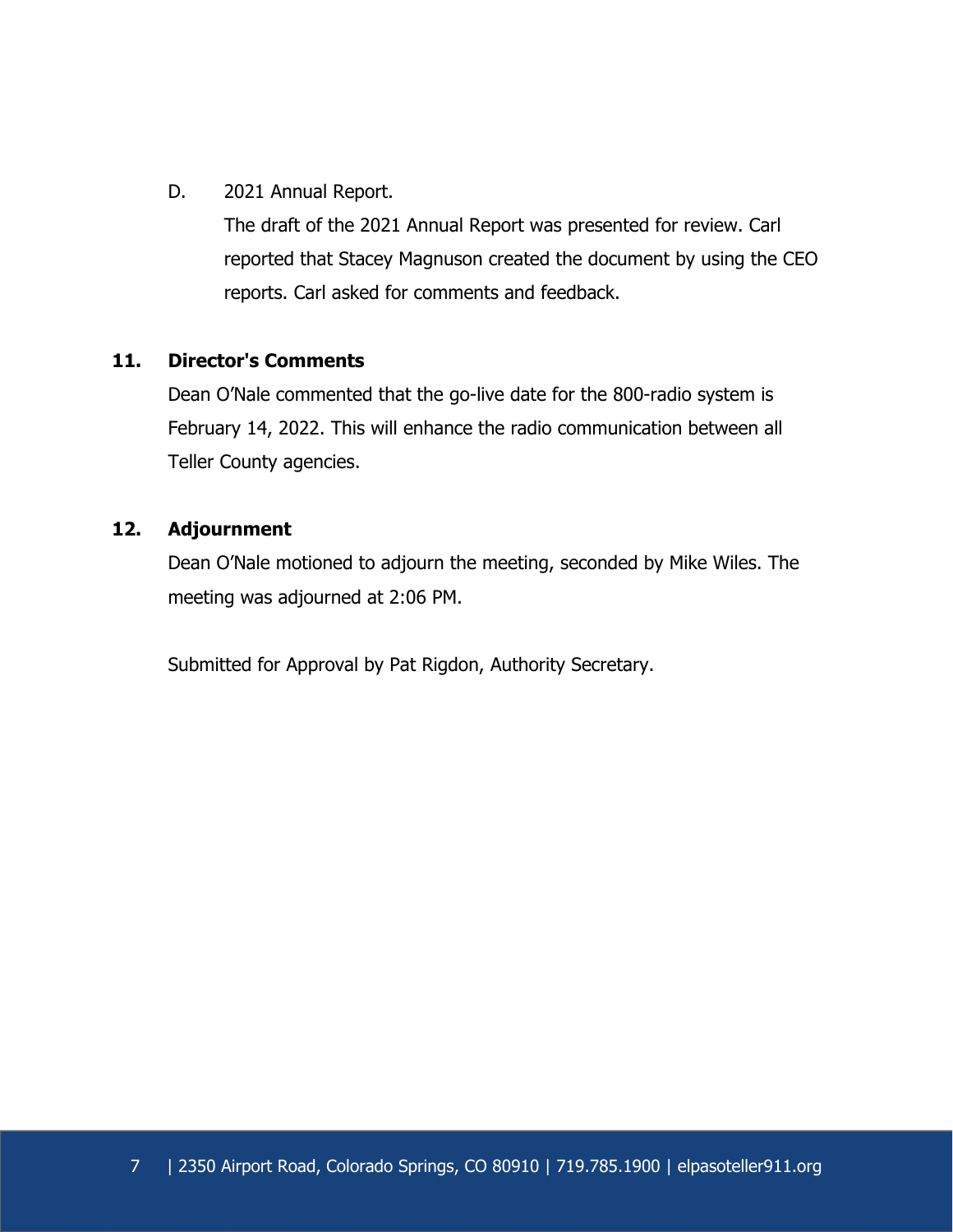D. 2021 Annual Report.

The draft of the 2021 Annual Report was presented for review. Carl reported that Stacey Magnuson created the document by using the CEO reports. Carl asked for comments and feedback.

## 11. Director's Comments

Dean O'Nale commented that the go-live date for the 800-radio system is February 14, 2022. This will enhance the radio communication between all Teller County agencies.

## 12. Adjournment

Dean O'Nale motioned to adjourn the meeting, seconded by Mike Wiles. The meeting was adjourned at 2:06 PM.

Submitted for Approval by Pat Rigdon, Authority Secretary.